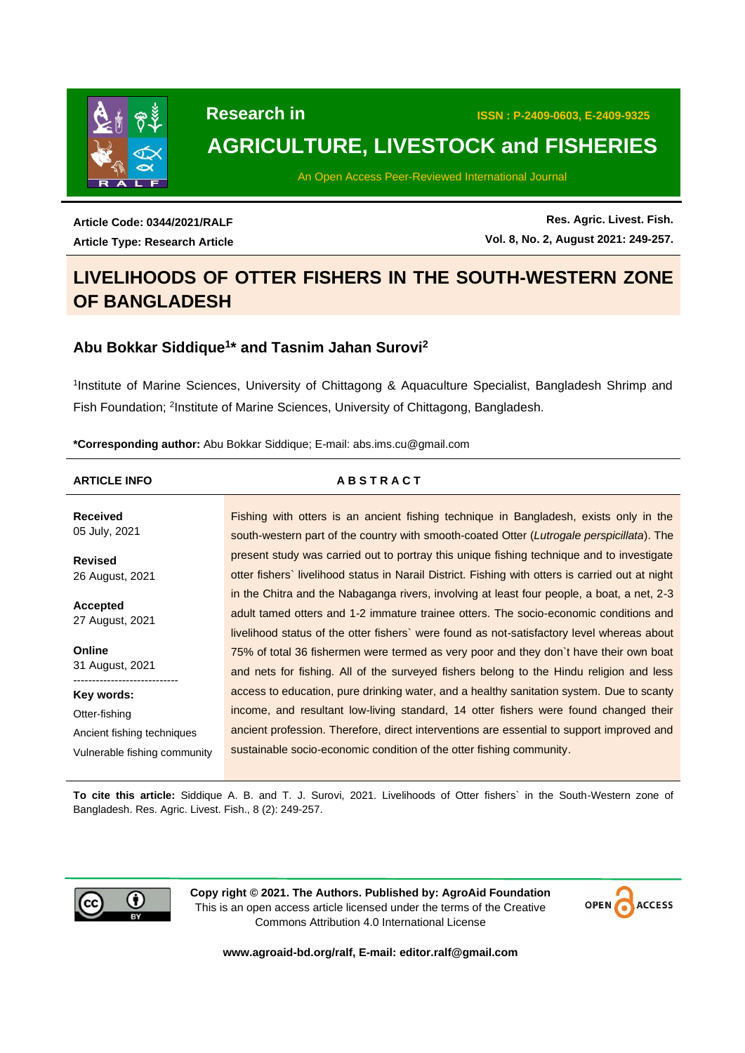Research in

# AGRICULTURE, LIVESTOCK and FISHERIES

An Open Access Peer-Reviewed International Journal

ISSN : P-2409-0603, E-2409-9325

**Article Code: 0344/2021/RALF**
**Article Type: Research Article**

**Res. Agric. Livest. Fish.**
**Vol. 8, No. 2, August 2021: 249-257.**

# LIVELIHOODS OF OTTER FISHERS IN THE SOUTH-WESTERN ZONE OF BANGLADESH

## Abu Bokkar Siddique[1]* and Tasnim Jahan Surovi[2]

[1]Institute of Marine Sciences, University of Chittagong & Aquaculture Specialist, Bangladesh Shrimp and Fish Foundation; [2]Institute of Marine Sciences, University of Chittagong, Bangladesh.

**\*Corresponding author:** Abu Bokkar Siddique; E-mail: abs.ims.cu@gmail.com

**ARTICLE INFO**

**Received**
05 July, 2021

**Revised**
26 August, 2021

**Accepted**
27 August, 2021

**Online**
31 August, 2021

**Key words:**
Otter-fishing
Ancient fishing techniques
Vulnerable fishing community

**ABSTRACT**

Fishing with otters is an ancient fishing technique in Bangladesh, exists only in the south-western part of the country with smooth-coated Otter (*Lutrogale perspicillata*). The present study was carried out to portray this unique fishing technique and to investigate otter fishers` livelihood status in Narail District. Fishing with otters is carried out at night in the Chitra and the Nabaganga rivers, involving at least four people, a boat, a net, 2-3 adult tamed otters and 1-2 immature trainee otters. The socio-economic conditions and livelihood status of the otter fishers` were found as not-satisfactory level whereas about 75% of total 36 fishermen were termed as very poor and they don`t have their own boat and nets for fishing. All of the surveyed fishers belong to the Hindu religion and less access to education, pure drinking water, and a healthy sanitation system. Due to scanty income, and resultant low-living standard, 14 otter fishers were found changed their ancient profession. Therefore, direct interventions are essential to support improved and sustainable socio-economic condition of the otter fishing community.

**To cite this article:** Siddique A. B. and T. J. Surovi, 2021. Livelihoods of Otter fishers` in the South-Western zone of Bangladesh. Res. Agric. Livest. Fish., 8 (2): 249-257.

**Copy right © 2021. The Authors. Published by: AgroAid Foundation**
This is an open access article licensed under the terms of the Creative Commons Attribution 4.0 International License

**www.agroaid-bd.org/ralf, E-mail: editor.ralf@gmail.com**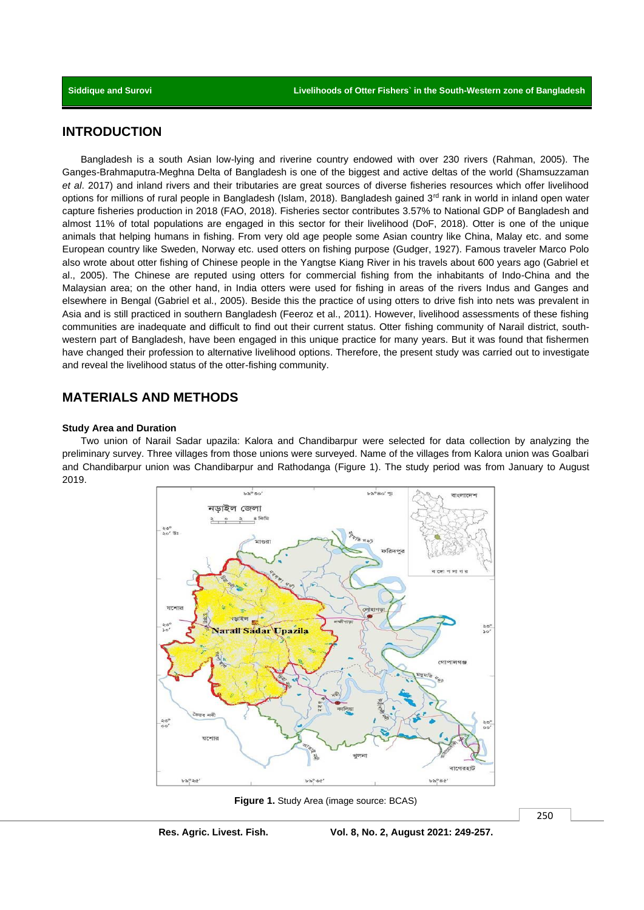## INTRODUCTION

Bangladesh is a south Asian low-lying and riverine country endowed with over 230 rivers (Rahman, 2005). The Ganges-Brahmaputra-Meghna Delta of Bangladesh is one of the biggest and active deltas of the world (Shamsuzzaman *et al*. 2017) and inland rivers and their tributaries are great sources of diverse fisheries resources which offer livelihood options for millions of rural people in Bangladesh (Islam, 2018). Bangladesh gained 3rd rank in world in inland open water capture fisheries production in 2018 (FAO, 2018). Fisheries sector contributes 3.57% to National GDP of Bangladesh and almost 11% of total populations are engaged in this sector for their livelihood (DoF, 2018). Otter is one of the unique animals that helping humans in fishing. From very old age people some Asian country like China, Malay etc. and some European country like Sweden, Norway etc. used otters on fishing purpose (Gudger, 1927). Famous traveler Marco Polo also wrote about otter fishing of Chinese people in the Yangtse Kiang River in his travels about 600 years ago (Gabriel et al., 2005). The Chinese are reputed using otters for commercial fishing from the inhabitants of Indo-China and the Malaysian area; on the other hand, in India otters were used for fishing in areas of the rivers Indus and Ganges and elsewhere in Bengal (Gabriel et al., 2005). Beside this the practice of using otters to drive fish into nets was prevalent in Asia and is still practiced in southern Bangladesh (Feeroz et al., 2011). However, livelihood assessments of these fishing communities are inadequate and difficult to find out their current status. Otter fishing community of Narail district, south-western part of Bangladesh, have been engaged in this unique practice for many years. But it was found that fishermen have changed their profession to alternative livelihood options. Therefore, the present study was carried out to investigate and reveal the livelihood status of the otter-fishing community.

## MATERIALS AND METHODS

### Study Area and Duration

Two union of Narail Sadar upazila: Kalora and Chandibarpur were selected for data collection by analyzing the preliminary survey. Three villages from those unions were surveyed. Name of the villages from Kalora union was Goalbari and Chandibarpur union was Chandibarpur and Rathodanga (Figure 1). The study period was from January to August 2019.

**Figure 1.** Study Area (image source: BCAS)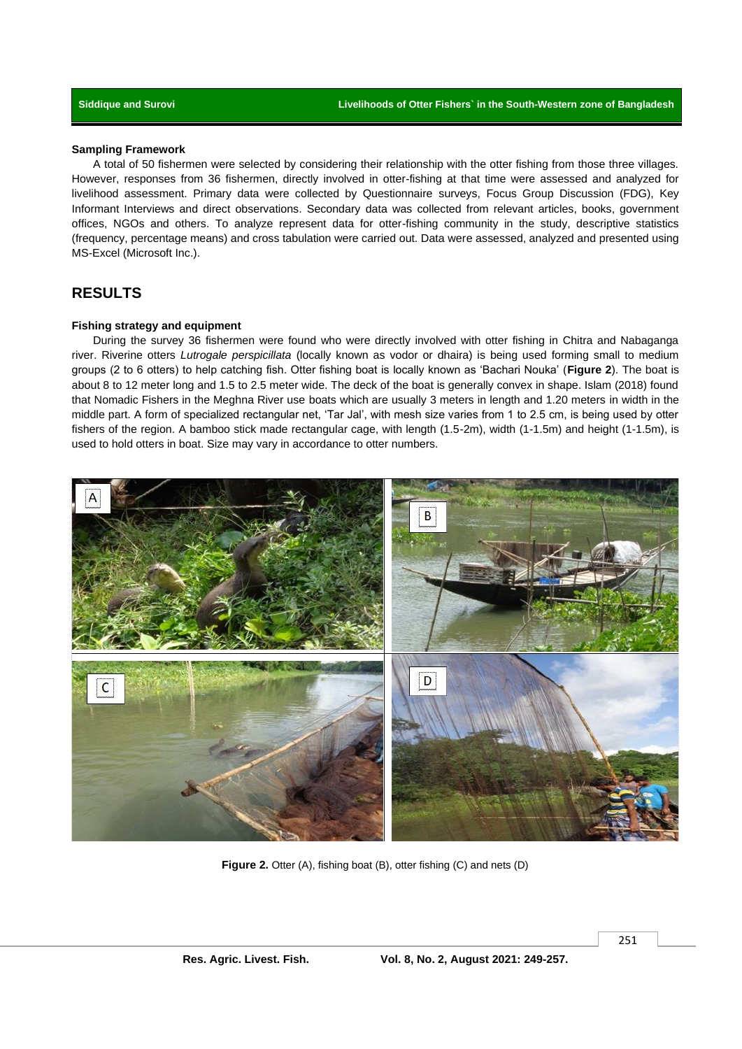### Sampling Framework

A total of 50 fishermen were selected by considering their relationship with the otter fishing from those three villages. However, responses from 36 fishermen, directly involved in otter-fishing at that time were assessed and analyzed for livelihood assessment. Primary data were collected by Questionnaire surveys, Focus Group Discussion (FDG), Key Informant Interviews and direct observations. Secondary data was collected from relevant articles, books, government offices, NGOs and others. To analyze represent data for otter-fishing community in the study, descriptive statistics (frequency, percentage means) and cross tabulation were carried out. Data were assessed, analyzed and presented using MS-Excel (Microsoft Inc.).

## RESULTS

### Fishing strategy and equipment

During the survey 36 fishermen were found who were directly involved with otter fishing in Chitra and Nabaganga river. Riverine otters *Lutrogale perspicillata* (locally known as vodor or dhaira) is being used forming small to medium groups (2 to 6 otters) to help catching fish. Otter fishing boat is locally known as 'Bachari Nouka' (**Figure 2**). The boat is about 8 to 12 meter long and 1.5 to 2.5 meter wide. The deck of the boat is generally convex in shape. Islam (2018) found that Nomadic Fishers in the Meghna River use boats which are usually 3 meters in length and 1.20 meters in width in the middle part. A form of specialized rectangular net, 'Tar Jal', with mesh size varies from 1 to 2.5 cm, is being used by otter fishers of the region. A bamboo stick made rectangular cage, with length (1.5-2m), width (1-1.5m) and height (1-1.5m), is used to hold otters in boat. Size may vary in accordance to otter numbers.

**Figure 2.** Otter (A), fishing boat (B), otter fishing (C) and nets (D)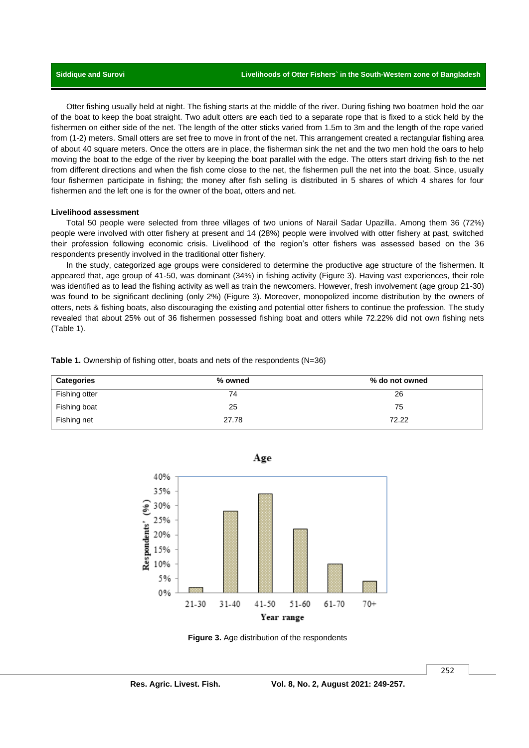Otter fishing usually held at night. The fishing starts at the middle of the river. During fishing two boatmen hold the oar of the boat to keep the boat straight. Two adult otters are each tied to a separate rope that is fixed to a stick held by the fishermen on either side of the net. The length of the otter sticks varied from 1.5m to 3m and the length of the rope varied from (1-2) meters. Small otters are set free to move in front of the net. This arrangement created a rectangular fishing area of about 40 square meters. Once the otters are in place, the fisherman sink the net and the two men hold the oars to help moving the boat to the edge of the river by keeping the boat parallel with the edge. The otters start driving fish to the net from different directions and when the fish come close to the net, the fishermen pull the net into the boat. Since, usually four fishermen participate in fishing; the money after fish selling is distributed in 5 shares of which 4 shares for four fishermen and the left one is for the owner of the boat, otters and net.

**Livelihood assessment**

Total 50 people were selected from three villages of two unions of Narail Sadar Upazilla. Among them 36 (72%) people were involved with otter fishery at present and 14 (28%) people were involved with otter fishery at past, switched their profession following economic crisis. Livelihood of the region's otter fishers was assessed based on the 36 respondents presently involved in the traditional otter fishery.

In the study, categorized age groups were considered to determine the productive age structure of the fishermen. It appeared that, age group of 41-50, was dominant (34%) in fishing activity (Figure 3). Having vast experiences, their role was identified as to lead the fishing activity as well as train the newcomers. However, fresh involvement (age group 21-30) was found to be significant declining (only 2%) (Figure 3). Moreover, monopolized income distribution by the owners of otters, nets & fishing boats, also discouraging the existing and potential otter fishers to continue the profession. The study revealed that about 25% out of 36 fishermen possessed fishing boat and otters while 72.22% did not own fishing nets (Table 1).

**Table 1.** Ownership of fishing otter, boats and nets of the respondents (N=36)

| Categories | % owned | % do not owned |
|---|---|---|
| Fishing otter | 74 | 26 |
| Fishing boat | 25 | 75 |
| Fishing net | 27.78 | 72.22 |

**Figure 3.** Age distribution of the respondents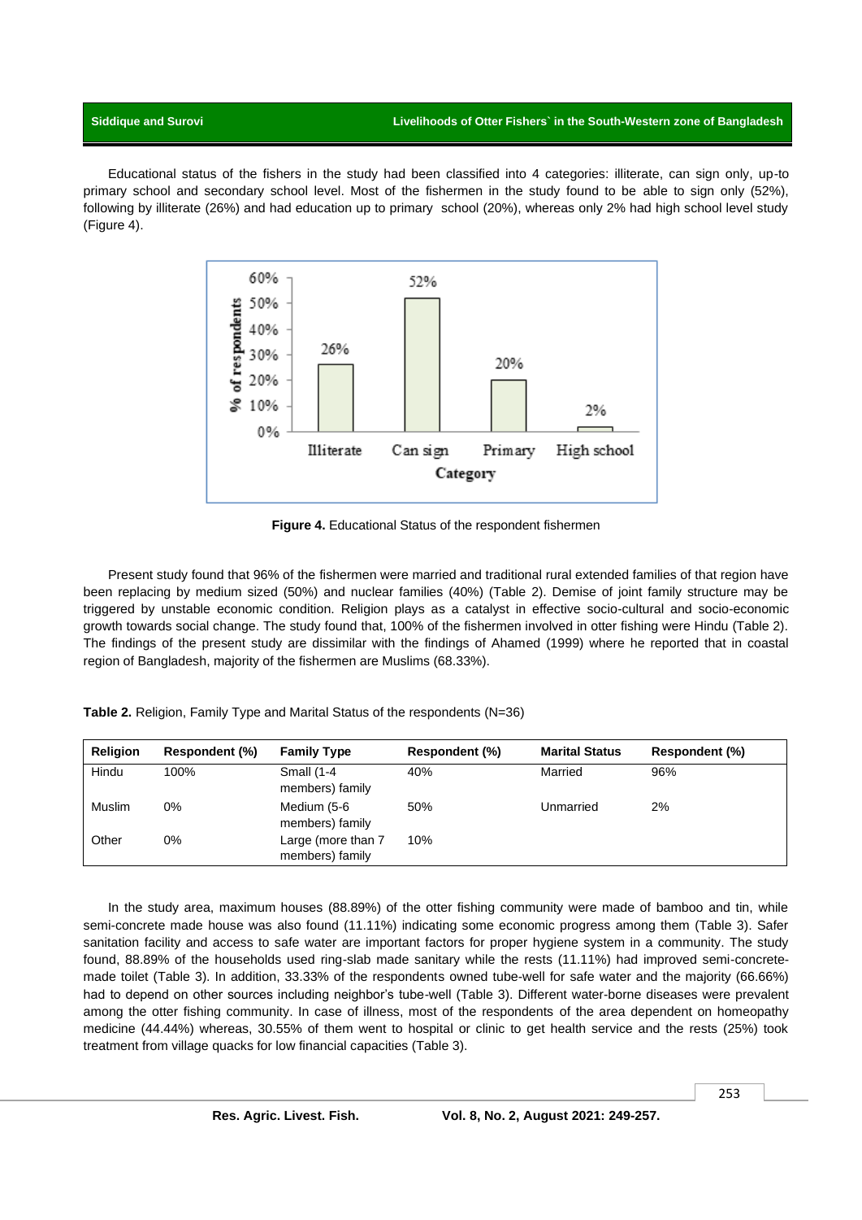Educational status of the fishers in the study had been classified into 4 categories: illiterate, can sign only, up-to primary school and secondary school level. Most of the fishermen in the study found to be able to sign only (52%), following by illiterate (26%) and had education up to primary school (20%), whereas only 2% had high school level study (Figure 4).

**Figure 4.** Educational Status of the respondent fishermen

Present study found that 96% of the fishermen were married and traditional rural extended families of that region have been replacing by medium sized (50%) and nuclear families (40%) (Table 2). Demise of joint family structure may be triggered by unstable economic condition. Religion plays as a catalyst in effective socio-cultural and socio-economic growth towards social change. The study found that, 100% of the fishermen involved in otter fishing were Hindu (Table 2). The findings of the present study are dissimilar with the findings of Ahamed (1999) where he reported that in coastal region of Bangladesh, majority of the fishermen are Muslims (68.33%).

**Table 2.** Religion, Family Type and Marital Status of the respondents (N=36)

| Religion | Respondent (%) | Family Type | Respondent (%) | Marital Status | Respondent (%) |
|---|---|---|---|---|---|
| Hindu | 100% | Small (1-4 members) family | 40% | Married | 96% |
| Muslim | 0% | Medium (5-6 members) family | 50% | Unmarried | 2% |
| Other | 0% | Large (more than 7 members) family | 10% | | |

In the study area, maximum houses (88.89%) of the otter fishing community were made of bamboo and tin, while semi-concrete made house was also found (11.11%) indicating some economic progress among them (Table 3). Safer sanitation facility and access to safe water are important factors for proper hygiene system in a community. The study found, 88.89% of the households used ring-slab made sanitary while the rests (11.11%) had improved semi-concrete-made toilet (Table 3). In addition, 33.33% of the respondents owned tube-well for safe water and the majority (66.66%) had to depend on other sources including neighbor's tube-well (Table 3). Different water-borne diseases were prevalent among the otter fishing community. In case of illness, most of the respondents of the area dependent on homeopathy medicine (44.44%) whereas, 30.55% of them went to hospital or clinic to get health service and the rests (25%) took treatment from village quacks for low financial capacities (Table 3).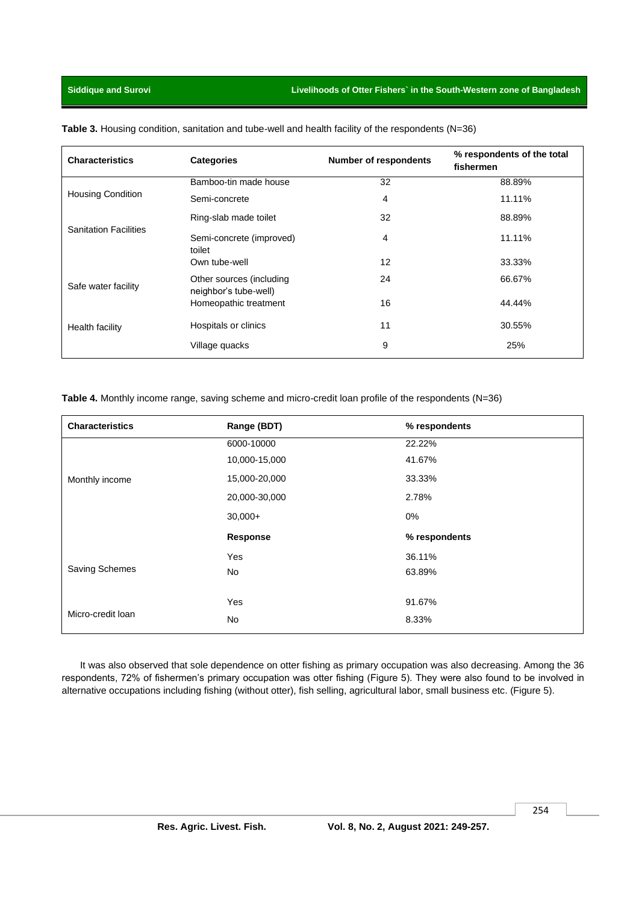**Table 3.** Housing condition, sanitation and tube-well and health facility of the respondents (N=36)

| Characteristics | Categories | Number of respondents | % respondents of the total fishermen |
|---|---|---|---|
| Housing Condition | Bamboo-tin made house | 32 | 88.89% |
| | Semi-concrete | 4 | 11.11% |
| Sanitation Facilities | Ring-slab made toilet | 32 | 88.89% |
| | Semi-concrete (improved) toilet | 4 | 11.11% |
| Safe water facility | Own tube-well | 12 | 33.33% |
| | Other sources (including neighbor's tube-well) | 24 | 66.67% |
| Health facility | Homeopathic treatment | 16 | 44.44% |
| | Hospitals or clinics | 11 | 30.55% |
| | Village quacks | 9 | 25% |

**Table 4.** Monthly income range, saving scheme and micro-credit loan profile of the respondents (N=36)

| Characteristics | Range (BDT) | % respondents |
|---|---|---|
| Monthly income | 6000-10000 | 22.22% |
| | 10,000-15,000 | 41.67% |
| | 15,000-20,000 | 33.33% |
| | 20,000-30,000 | 2.78% |
| | 30,000+ | 0% |
| | **Response** | **% respondents** |
| Saving Schemes | Yes | 36.11% |
| | No | 63.89% |
| Micro-credit loan | Yes | 91.67% |
| | No | 8.33% |

It was also observed that sole dependence on otter fishing as primary occupation was also decreasing. Among the 36 respondents, 72% of fishermen's primary occupation was otter fishing (Figure 5). They were also found to be involved in alternative occupations including fishing (without otter), fish selling, agricultural labor, small business etc. (Figure 5).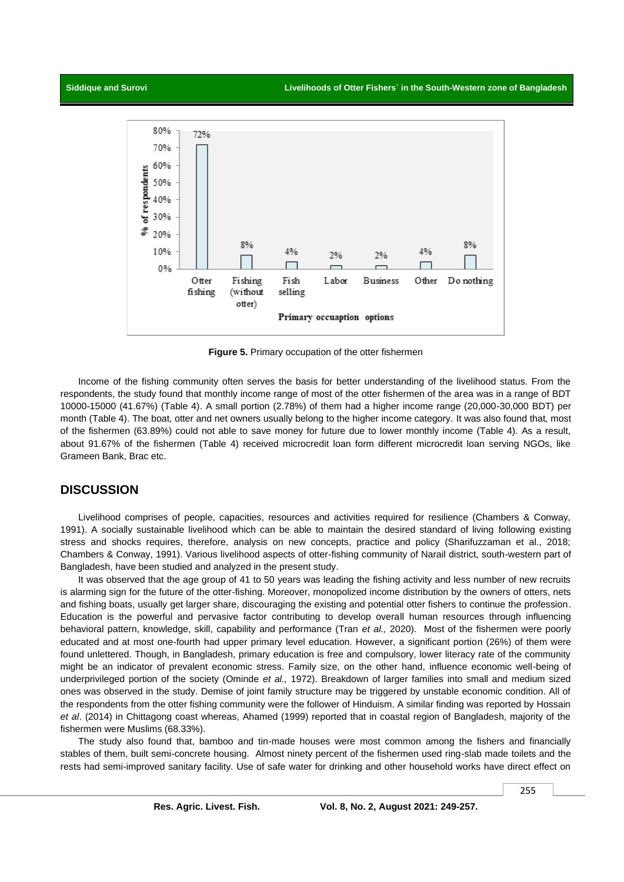**Figure 5.** Primary occupation of the otter fishermen

Income of the fishing community often serves the basis for better understanding of the livelihood status. From the respondents, the study found that monthly income range of most of the otter fishermen of the area was in a range of BDT 10000-15000 (41.67%) (Table 4). A small portion (2.78%) of them had a higher income range (20,000-30,000 BDT) per month (Table 4). The boat, otter and net owners usually belong to the higher income category. It was also found that, most of the fishermen (63.89%) could not able to save money for future due to lower monthly income (Table 4). As a result, about 91.67% of the fishermen (Table 4) received microcredit loan form different microcredit loan serving NGOs, like Grameen Bank, Brac etc.

## DISCUSSION

Livelihood comprises of people, capacities, resources and activities required for resilience (Chambers & Conway, 1991). A socially sustainable livelihood which can be able to maintain the desired standard of living following existing stress and shocks requires, therefore, analysis on new concepts, practice and policy (Sharifuzzaman et al., 2018; Chambers & Conway, 1991). Various livelihood aspects of otter-fishing community of Narail district, south-western part of Bangladesh, have been studied and analyzed in the present study.

It was observed that the age group of 41 to 50 years was leading the fishing activity and less number of new recruits is alarming sign for the future of the otter-fishing. Moreover, monopolized income distribution by the owners of otters, nets and fishing boats, usually get larger share, discouraging the existing and potential otter fishers to continue the profession. Education is the powerful and pervasive factor contributing to develop overall human resources through influencing behavioral pattern, knowledge, skill, capability and performance (Tran *et al.,* 2020). Most of the fishermen were poorly educated and at most one-fourth had upper primary level education. However, a significant portion (26%) of them were found unlettered. Though, in Bangladesh, primary education is free and compulsory, lower literacy rate of the community might be an indicator of prevalent economic stress. Family size, on the other hand, influence economic well-being of underprivileged portion of the society (Ominde *et al.,* 1972). Breakdown of larger families into small and medium sized ones was observed in the study. Demise of joint family structure may be triggered by unstable economic condition. All of the respondents from the otter fishing community were the follower of Hinduism. A similar finding was reported by Hossain *et al*. (2014) in Chittagong coast whereas, Ahamed (1999) reported that in coastal region of Bangladesh, majority of the fishermen were Muslims (68.33%).

The study also found that, bamboo and tin-made houses were most common among the fishers and financially stables of them, built semi-concrete housing. Almost ninety percent of the fishermen used ring-slab made toilets and the rests had semi-improved sanitary facility. Use of safe water for drinking and other household works have direct effect on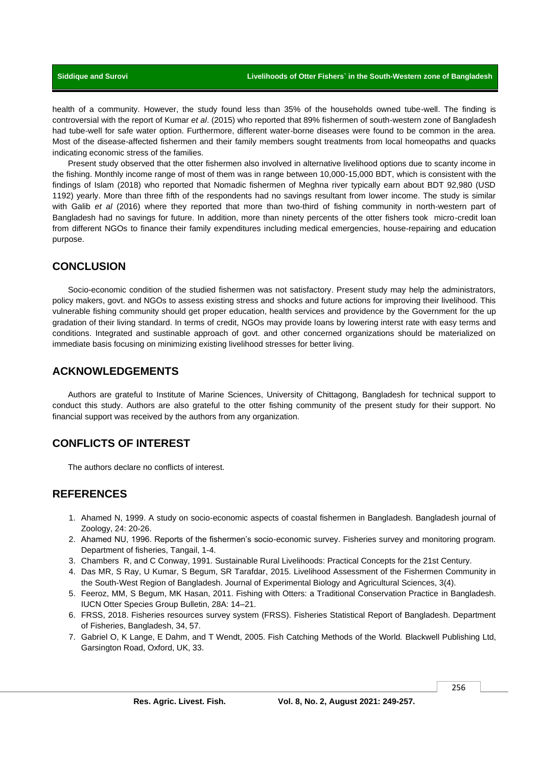health of a community. However, the study found less than 35% of the households owned tube-well. The finding is controversial with the report of Kumar *et al*. (2015) who reported that 89% fishermen of south-western zone of Bangladesh had tube-well for safe water option. Furthermore, different water-borne diseases were found to be common in the area. Most of the disease-affected fishermen and their family members sought treatments from local homeopaths and quacks indicating economic stress of the families.

Present study observed that the otter fishermen also involved in alternative livelihood options due to scanty income in the fishing. Monthly income range of most of them was in range between 10,000-15,000 BDT, which is consistent with the findings of Islam (2018) who reported that Nomadic fishermen of Meghna river typically earn about BDT 92,980 (USD 1192) yearly. More than three fifth of the respondents had no savings resultant from lower income. The study is similar with Galib *et al* (2016) where they reported that more than two-third of fishing community in north-western part of Bangladesh had no savings for future. In addition, more than ninety percents of the otter fishers took micro-credit loan from different NGOs to finance their family expenditures including medical emergencies, house-repairing and education purpose.

## CONCLUSION

Socio-economic condition of the studied fishermen was not satisfactory. Present study may help the administrators, policy makers, govt. and NGOs to assess existing stress and shocks and future actions for improving their livelihood. This vulnerable fishing community should get proper education, health services and providence by the Government for the up gradation of their living standard. In terms of credit, NGOs may provide loans by lowering interst rate with easy terms and conditions. Integrated and sustinable approach of govt. and other concerned organizations should be materialized on immediate basis focusing on minimizing existing livelihood stresses for better living.

## ACKNOWLEDGEMENTS

Authors are grateful to Institute of Marine Sciences, University of Chittagong, Bangladesh for technical support to conduct this study. Authors are also grateful to the otter fishing community of the present study for their support. No financial support was received by the authors from any organization.

## CONFLICTS OF INTEREST

The authors declare no conflicts of interest.

## REFERENCES

1. Ahamed N, 1999. A study on socio-economic aspects of coastal fishermen in Bangladesh. Bangladesh journal of Zoology, 24: 20-26.
2. Ahamed NU, 1996. Reports of the fishermen's socio-economic survey. Fisheries survey and monitoring program. Department of fisheries, Tangail, 1-4.
3. Chambers R, and C Conway, 1991. Sustainable Rural Livelihoods: Practical Concepts for the 21st Century.
4. Das MR, S Ray, U Kumar, S Begum, SR Tarafdar, 2015. Livelihood Assessment of the Fishermen Community in the South-West Region of Bangladesh. Journal of Experimental Biology and Agricultural Sciences, 3(4).
5. Feeroz, MM, S Begum, MK Hasan, 2011. Fishing with Otters: a Traditional Conservation Practice in Bangladesh. IUCN Otter Species Group Bulletin, 28A: 14–21.
6. FRSS, 2018. Fisheries resources survey system (FRSS). Fisheries Statistical Report of Bangladesh. Department of Fisheries, Bangladesh, 34, 57.
7. Gabriel O, K Lange, E Dahm, and T Wendt, 2005. Fish Catching Methods of the World. Blackwell Publishing Ltd, Garsington Road, Oxford, UK, 33.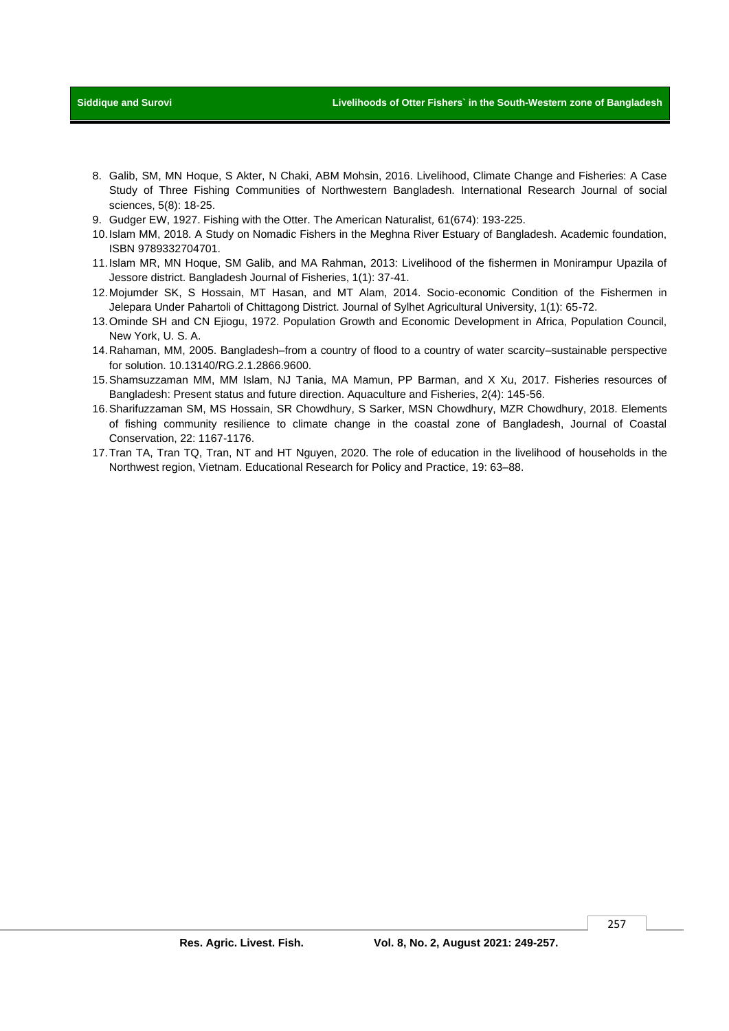8. Galib, SM, MN Hoque, S Akter, N Chaki, ABM Mohsin, 2016. Livelihood, Climate Change and Fisheries: A Case Study of Three Fishing Communities of Northwestern Bangladesh. International Research Journal of social sciences, 5(8): 18-25.
9. Gudger EW, 1927. Fishing with the Otter. The American Naturalist, 61(674): 193-225.
10. Islam MM, 2018. A Study on Nomadic Fishers in the Meghna River Estuary of Bangladesh. Academic foundation, ISBN 9789332704701.
11. Islam MR, MN Hoque, SM Galib, and MA Rahman, 2013: Livelihood of the fishermen in Monirampur Upazila of Jessore district. Bangladesh Journal of Fisheries, 1(1): 37-41.
12. Mojumder SK, S Hossain, MT Hasan, and MT Alam, 2014. Socio-economic Condition of the Fishermen in Jelepara Under Pahartoli of Chittagong District. Journal of Sylhet Agricultural University, 1(1): 65-72.
13. Ominde SH and CN Ejiogu, 1972. Population Growth and Economic Development in Africa, Population Council, New York, U. S. A.
14. Rahaman, MM, 2005. Bangladesh–from a country of flood to a country of water scarcity–sustainable perspective for solution. 10.13140/RG.2.1.2866.9600.
15. Shamsuzzaman MM, MM Islam, NJ Tania, MA Mamun, PP Barman, and X Xu, 2017. Fisheries resources of Bangladesh: Present status and future direction. Aquaculture and Fisheries, 2(4): 145-56.
16. Sharifuzzaman SM, MS Hossain, SR Chowdhury, S Sarker, MSN Chowdhury, MZR Chowdhury, 2018. Elements of fishing community resilience to climate change in the coastal zone of Bangladesh, Journal of Coastal Conservation, 22: 1167-1176.
17. Tran TA, Tran TQ, Tran, NT and HT Nguyen, 2020. The role of education in the livelihood of households in the Northwest region, Vietnam. Educational Research for Policy and Practice, 19: 63–88.